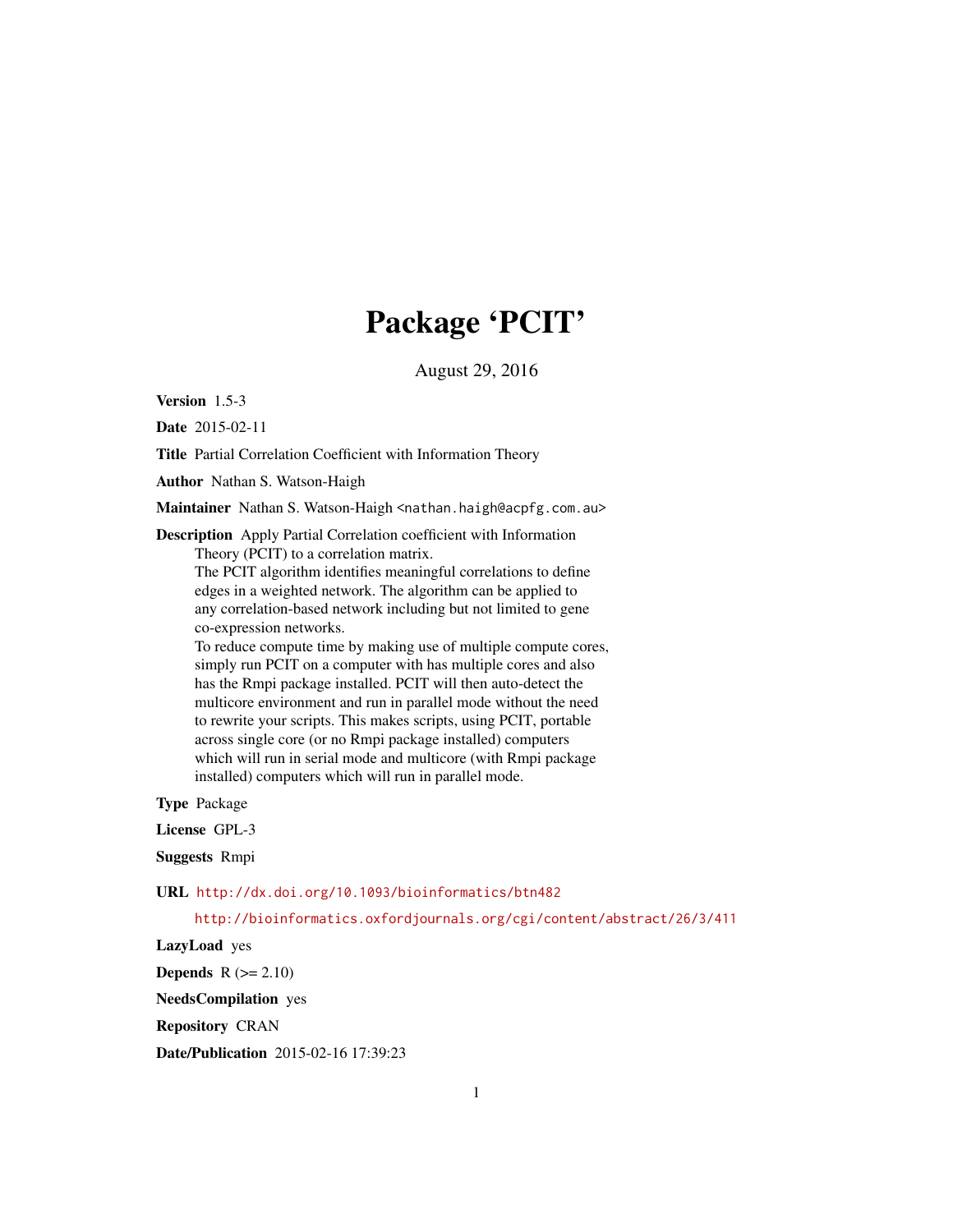# Package 'PCIT'

August 29, 2016

**Version** 1.5-3

**Date** 2015-02-11

**Title** Partial Correlation Coefficient with Information Theory

**Author** Nathan S. Watson-Haigh

**Maintainer** Nathan S. Watson-Haigh <nathan.haigh@acpfg.com.au>

**Description** Apply Partial Correlation coefficient with Information Theory (PCIT) to a correlation matrix.
The PCIT algorithm identifies meaningful correlations to define edges in a weighted network. The algorithm can be applied to any correlation-based network including but not limited to gene co-expression networks.
To reduce compute time by making use of multiple compute cores, simply run PCIT on a computer with has multiple cores and also has the Rmpi package installed. PCIT will then auto-detect the multicore environment and run in parallel mode without the need to rewrite your scripts. This makes scripts, using PCIT, portable across single core (or no Rmpi package installed) computers which will run in serial mode and multicore (with Rmpi package installed) computers which will run in parallel mode.

**Type** Package

**License** GPL-3

**Suggests** Rmpi

**URL** http://dx.doi.org/10.1093/bioinformatics/btn482

http://bioinformatics.oxfordjournals.org/cgi/content/abstract/26/3/411

**LazyLoad** yes

**Depends** R (>= 2.10)

**NeedsCompilation** yes

**Repository** CRAN

**Date/Publication** 2015-02-16 17:39:23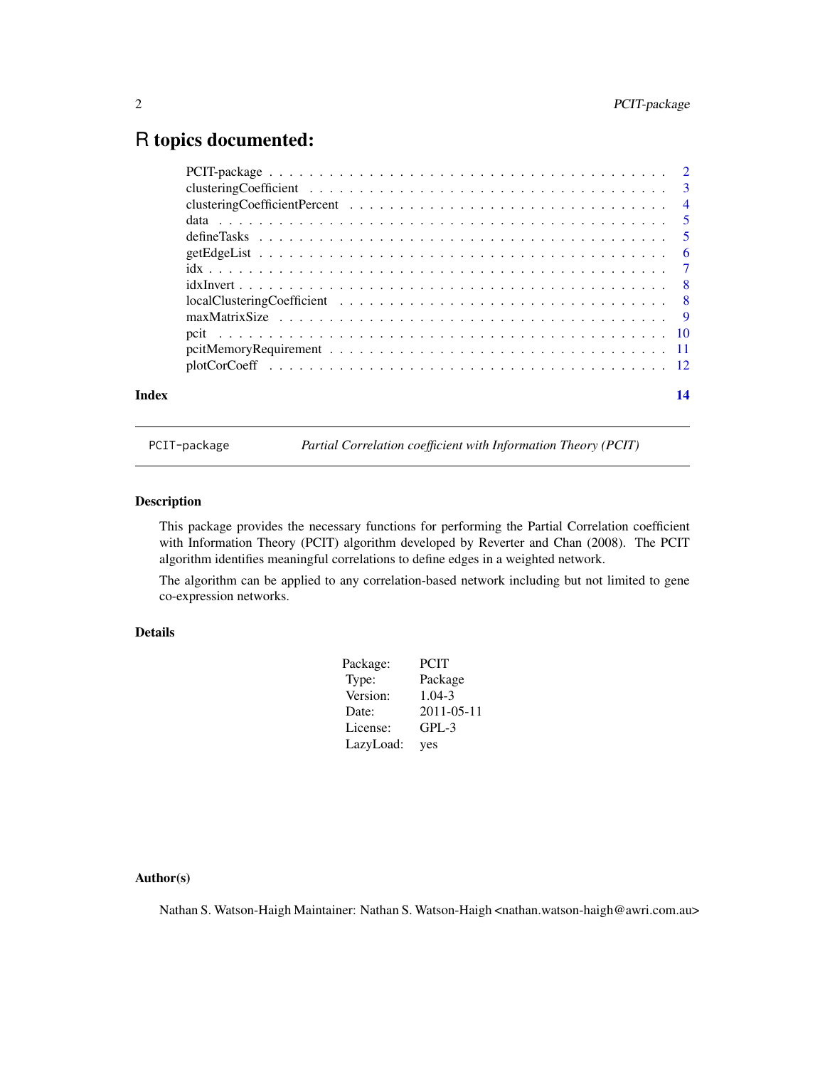# R topics documented:

| | |
|---|---|
| PCIT-package | 2 |
| clusteringCoefficient | 3 |
| clusteringCoefficientPercent | 4 |
| data | 5 |
| defineTasks | 5 |
| getEdgeList | 6 |
| idx | 7 |
| idxInvert | 8 |
| localClusteringCoefficient | 8 |
| maxMatrixSize | 9 |
| pcit | 10 |
| pcitMemoryRequirement | 11 |
| plotCorCoeff | 12 |
| **Index** | **14** |

---

`PCIT-package` *Partial Correlation coefficient with Information Theory (PCIT)*

---

## Description

This package provides the necessary functions for performing the Partial Correlation coefficient with Information Theory (PCIT) algorithm developed by Reverter and Chan (2008). The PCIT algorithm identifies meaningful correlations to define edges in a weighted network.

The algorithm can be applied to any correlation-based network including but not limited to gene co-expression networks.

## Details

| | |
|---|---|
| Package: | PCIT |
| Type: | Package |
| Version: | 1.04-3 |
| Date: | 2011-05-11 |
| License: | GPL-3 |
| LazyLoad: | yes |

## Author(s)

Nathan S. Watson-Haigh Maintainer: Nathan S. Watson-Haigh <nathan.watson-haigh@awri.com.au>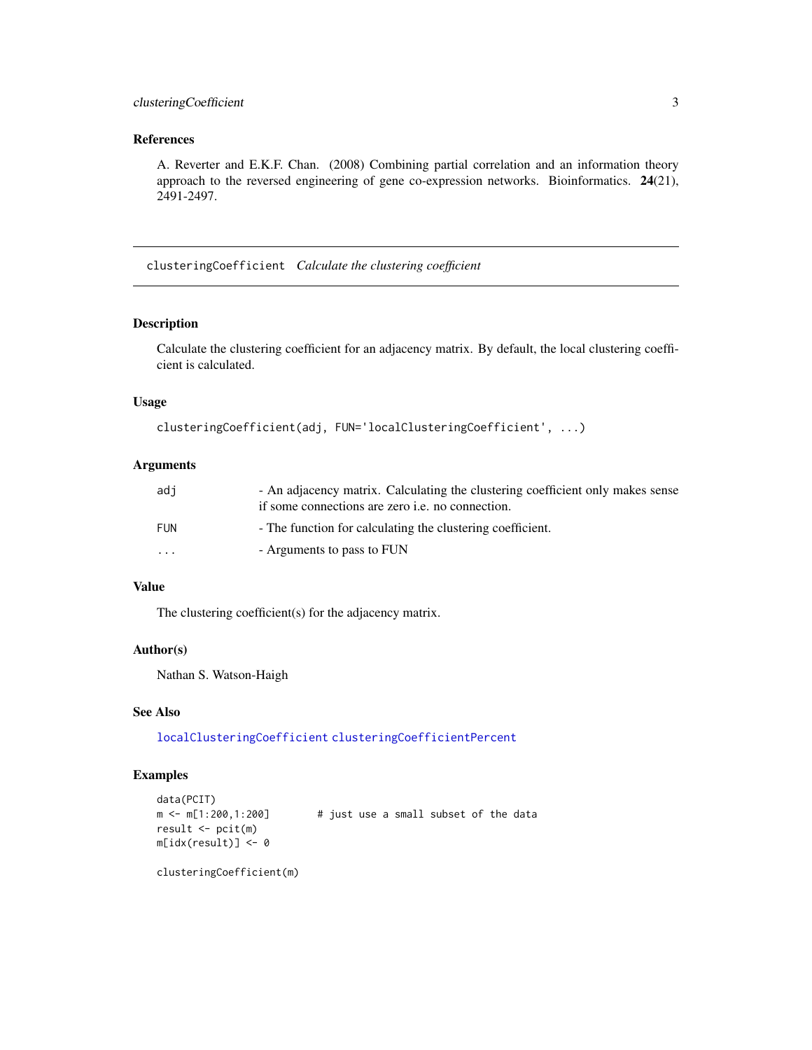## References

A. Reverter and E.K.F. Chan. (2008) Combining partial correlation and an information theory approach to the reversed engineering of gene co-expression networks. Bioinformatics. **24**(21), 2491-2497.

---

# clusteringCoefficient *Calculate the clustering coefficient*

---

## Description

Calculate the clustering coefficient for an adjacency matrix. By default, the local clustering coefficient is calculated.

## Usage

```
clusteringCoefficient(adj, FUN='localClusteringCoefficient', ...)
```

## Arguments

| | |
|---|---|
| `adj` | - An adjacency matrix. Calculating the clustering coefficient only makes sense if some connections are zero i.e. no connection. |
| `FUN` | - The function for calculating the clustering coefficient. |
| `...` | - Arguments to pass to FUN |

## Value

The clustering coefficient(s) for the adjacency matrix.

## Author(s)

Nathan S. Watson-Haigh

## See Also

`localClusteringCoefficient` `clusteringCoefficientPercent`

## Examples

```
data(PCIT)
m <- m[1:200,1:200]        # just use a small subset of the data
result <- pcit(m)
m[idx(result)] <- 0

clusteringCoefficient(m)
```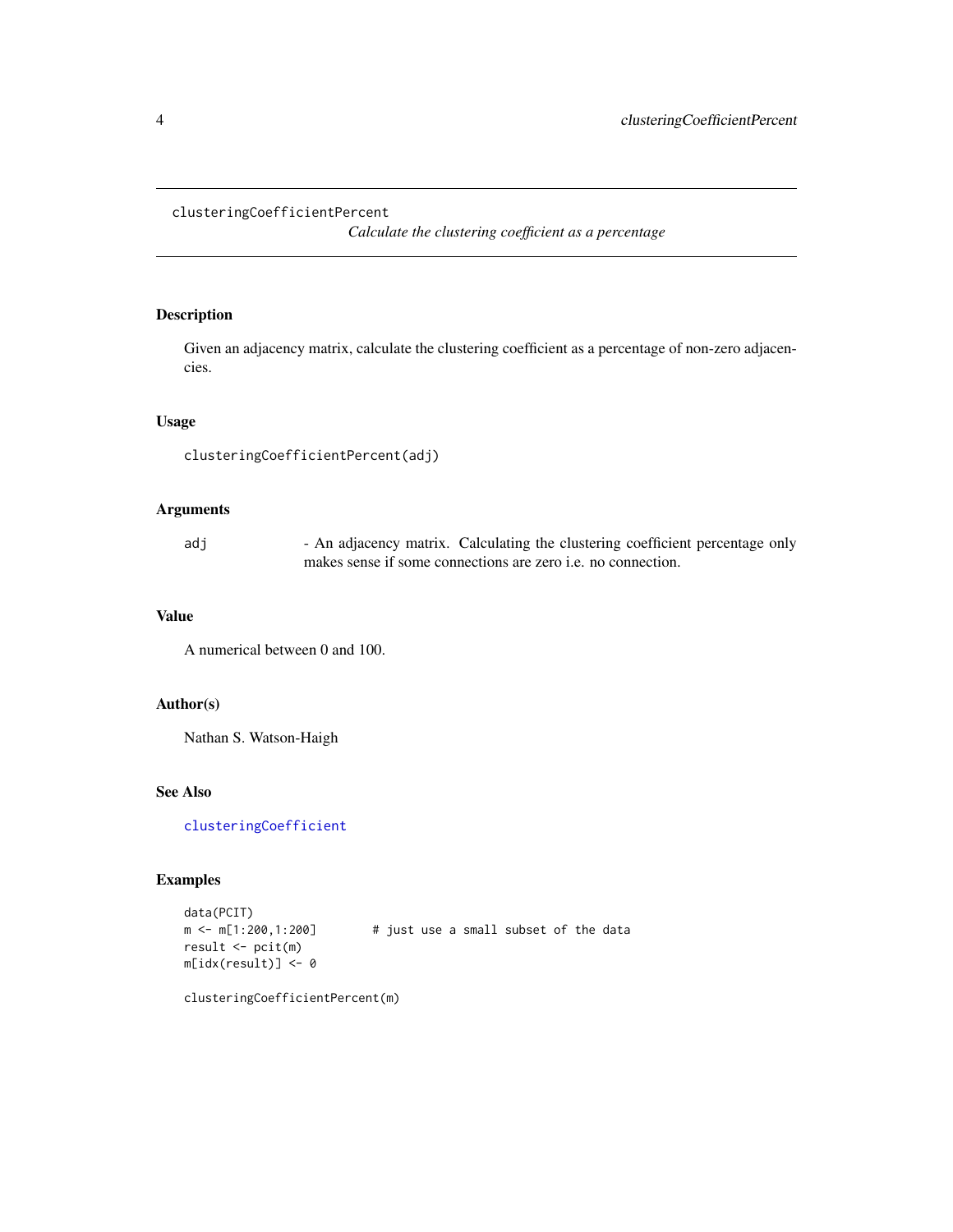# clusteringCoefficientPercent

*Calculate the clustering coefficient as a percentage*

## Description

Given an adjacency matrix, calculate the clustering coefficient as a percentage of non-zero adjacencies.

## Usage

```
clusteringCoefficientPercent(adj)
```

## Arguments

| | |
|---|---|
| adj | - An adjacency matrix. Calculating the clustering coefficient percentage only makes sense if some connections are zero i.e. no connection. |

## Value

A numerical between 0 and 100.

## Author(s)

Nathan S. Watson-Haigh

## See Also

clusteringCoefficient

## Examples

```
data(PCIT)
m <- m[1:200,1:200]        # just use a small subset of the data
result <- pcit(m)
m[idx(result)] <- 0

clusteringCoefficientPercent(m)
```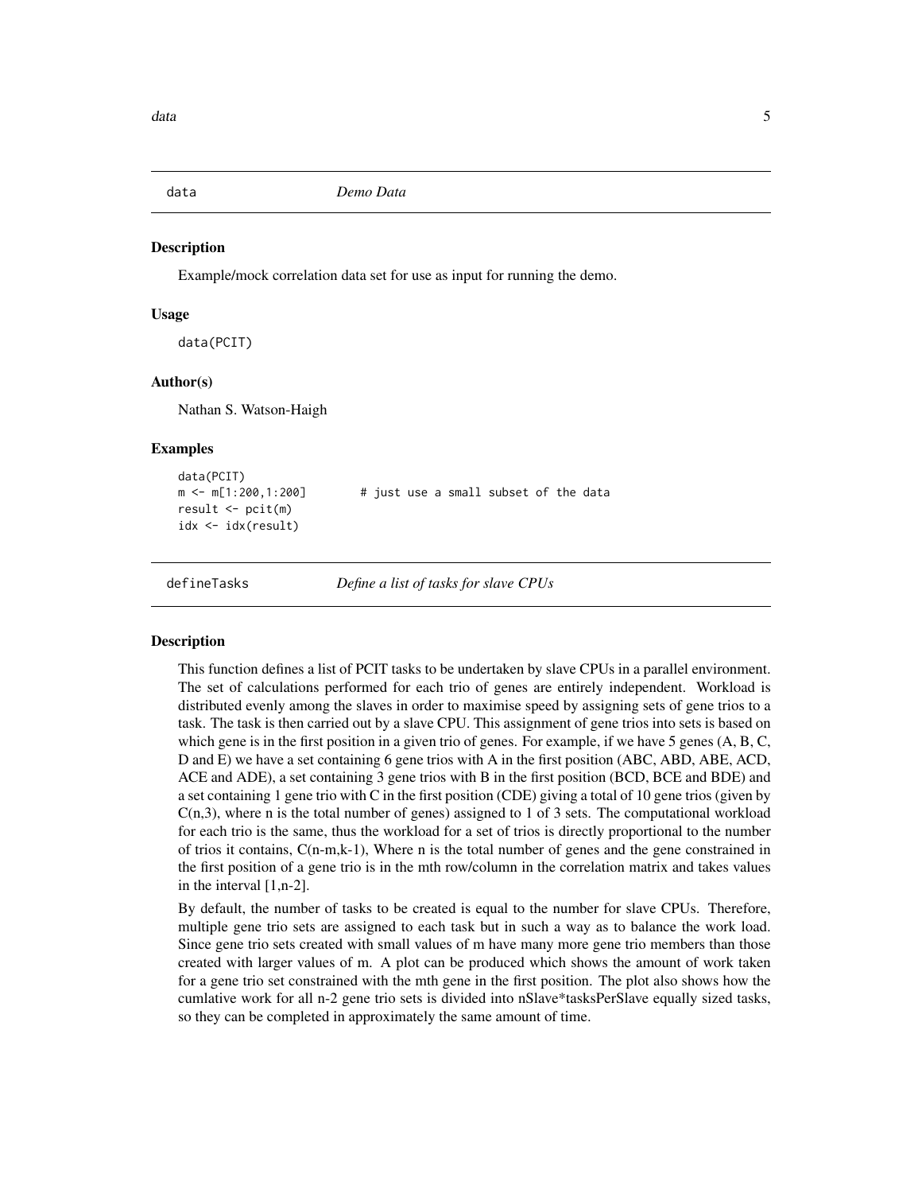## data *Demo Data*

### Description

Example/mock correlation data set for use as input for running the demo.

### Usage

```
data(PCIT)
```

### Author(s)

Nathan S. Watson-Haigh

### Examples

```
data(PCIT)
m <- m[1:200,1:200]        # just use a small subset of the data
result <- pcit(m)
idx <- idx(result)
```

## defineTasks *Define a list of tasks for slave CPUs*

### Description

This function defines a list of PCIT tasks to be undertaken by slave CPUs in a parallel environment. The set of calculations performed for each trio of genes are entirely independent. Workload is distributed evenly among the slaves in order to maximise speed by assigning sets of gene trios to a task. The task is then carried out by a slave CPU. This assignment of gene trios into sets is based on which gene is in the first position in a given trio of genes. For example, if we have 5 genes (A, B, C, D and E) we have a set containing 6 gene trios with A in the first position (ABC, ABD, ABE, ACD, ACE and ADE), a set containing 3 gene trios with B in the first position (BCD, BCE and BDE) and a set containing 1 gene trio with C in the first position (CDE) giving a total of 10 gene trios (given by C(n,3), where n is the total number of genes) assigned to 1 of 3 sets. The computational workload for each trio is the same, thus the workload for a set of trios is directly proportional to the number of trios it contains, C(n-m,k-1), Where n is the total number of genes and the gene constrained in the first position of a gene trio is in the mth row/column in the correlation matrix and takes values in the interval [1,n-2].

By default, the number of tasks to be created is equal to the number for slave CPUs. Therefore, multiple gene trio sets are assigned to each task but in such a way as to balance the work load. Since gene trio sets created with small values of m have many more gene trio members than those created with larger values of m. A plot can be produced which shows the amount of work taken for a gene trio set constrained with the mth gene in the first position. The plot also shows how the cumlative work for all n-2 gene trio sets is divided into nSlave*tasksPerSlave equally sized tasks, so they can be completed in approximately the same amount of time.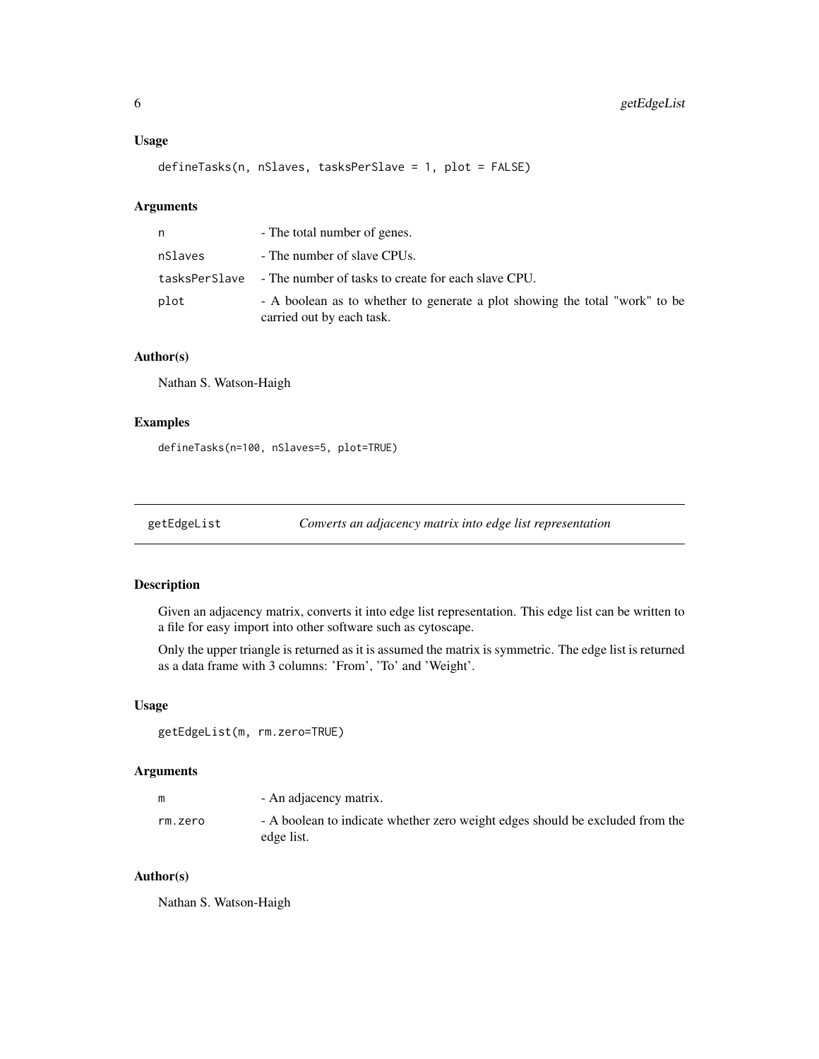### Usage

```
defineTasks(n, nSlaves, tasksPerSlave = 1, plot = FALSE)
```

### Arguments

| | |
|---|---|
| n | - The total number of genes. |
| nSlaves | - The number of slave CPUs. |
| tasksPerSlave | - The number of tasks to create for each slave CPU. |
| plot | - A boolean as to whether to generate a plot showing the total "work" to be carried out by each task. |

### Author(s)

Nathan S. Watson-Haigh

### Examples

```
defineTasks(n=100, nSlaves=5, plot=TRUE)
```

---

## getEdgeList — *Converts an adjacency matrix into edge list representation*

---

### Description

Given an adjacency matrix, converts it into edge list representation. This edge list can be written to a file for easy import into other software such as cytoscape.

Only the upper triangle is returned as it is assumed the matrix is symmetric. The edge list is returned as a data frame with 3 columns: 'From', 'To' and 'Weight'.

### Usage

```
getEdgeList(m, rm.zero=TRUE)
```

### Arguments

| | |
|---|---|
| m | - An adjacency matrix. |
| rm.zero | - A boolean to indicate whether zero weight edges should be excluded from the edge list. |

### Author(s)

Nathan S. Watson-Haigh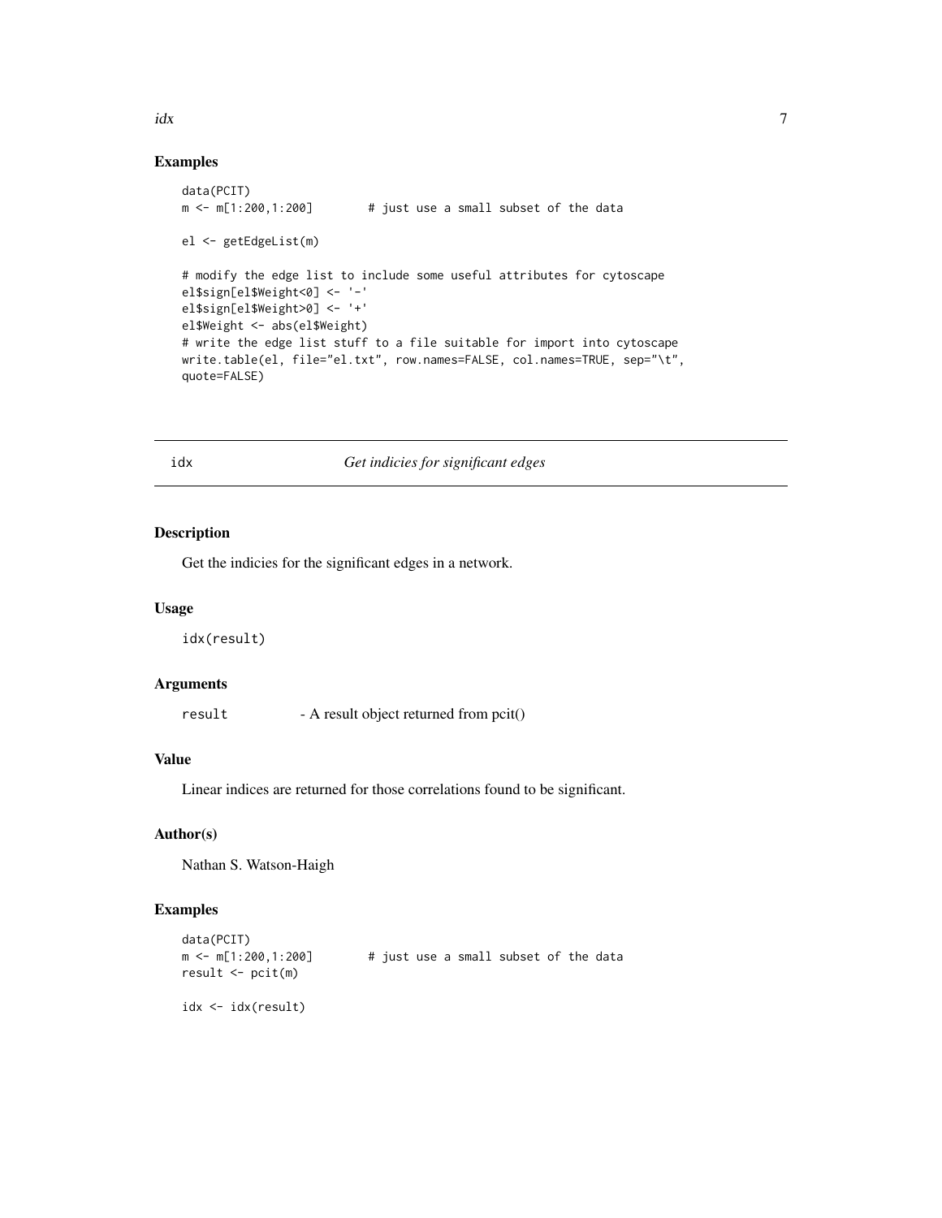## Examples

```
data(PCIT)
m <- m[1:200,1:200]        # just use a small subset of the data

el <- getEdgeList(m)

# modify the edge list to include some useful attributes for cytoscape
el$sign[el$Weight<0] <- '-'
el$sign[el$Weight>0] <- '+'
el$Weight <- abs(el$Weight)
# write the edge list stuff to a file suitable for import into cytoscape
write.table(el, file="el.txt", row.names=FALSE, col.names=TRUE, sep="\t",
quote=FALSE)
```

---

# idx &nbsp;&nbsp;&nbsp;&nbsp; *Get indicies for significant edges*

---

## Description

Get the indicies for the significant edges in a network.

## Usage

```
idx(result)
```

## Arguments

| | |
|---|---|
| `result` | - A result object returned from pcit() |

## Value

Linear indices are returned for those correlations found to be significant.

## Author(s)

Nathan S. Watson-Haigh

## Examples

```
data(PCIT)
m <- m[1:200,1:200]        # just use a small subset of the data
result <- pcit(m)

idx <- idx(result)
```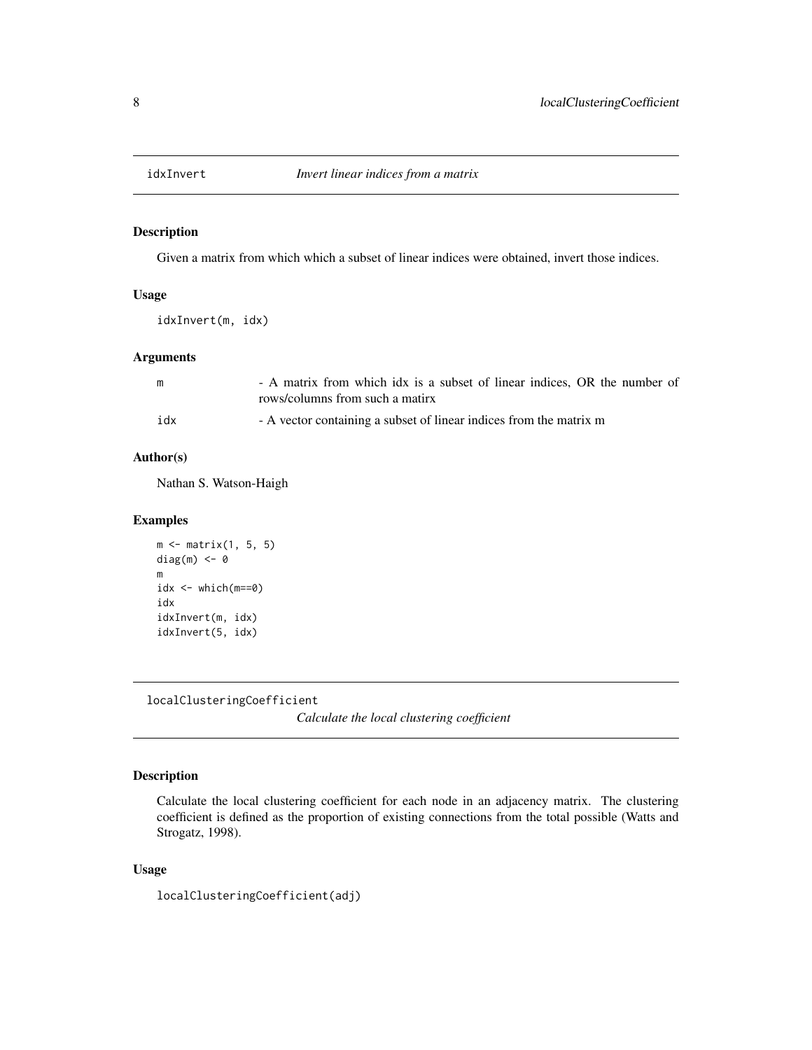## idxInvert — *Invert linear indices from a matrix*

### Description

Given a matrix from which which a subset of linear indices were obtained, invert those indices.

### Usage

```
idxInvert(m, idx)
```

### Arguments

| | |
|---|---|
| m | - A matrix from which idx is a subset of linear indices, OR the number of rows/columns from such a matirx |
| idx | - A vector containing a subset of linear indices from the matrix m |

### Author(s)

Nathan S. Watson-Haigh

### Examples

```
m <- matrix(1, 5, 5)
diag(m) <- 0
m
idx <- which(m==0)
idx
idxInvert(m, idx)
idxInvert(5, idx)
```

## localClusteringCoefficient — *Calculate the local clustering coefficient*

### Description

Calculate the local clustering coefficient for each node in an adjacency matrix. The clustering coefficient is defined as the proportion of existing connections from the total possible (Watts and Strogatz, 1998).

### Usage

```
localClusteringCoefficient(adj)
```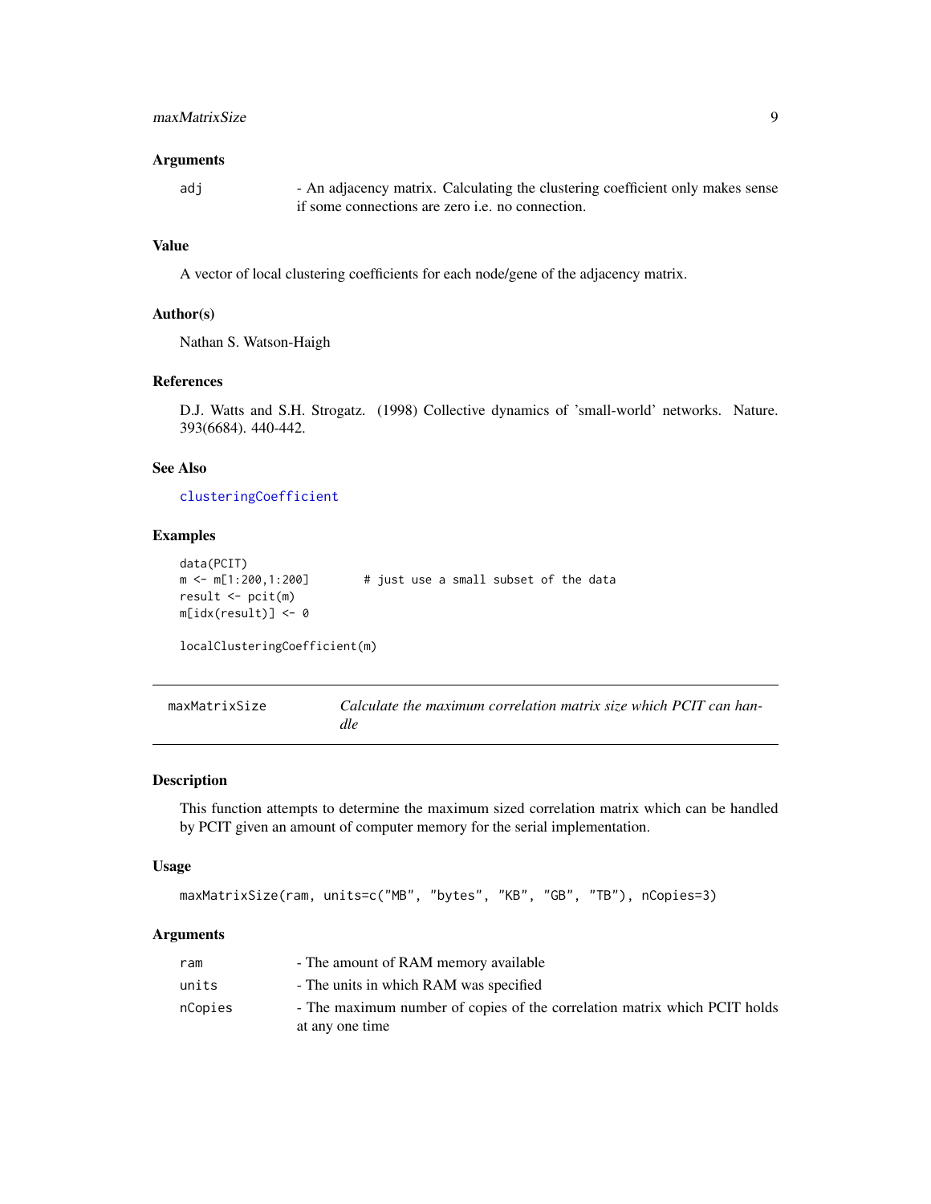### Arguments

| | |
|---|---|
| adj | - An adjacency matrix. Calculating the clustering coefficient only makes sense if some connections are zero i.e. no connection. |

### Value

A vector of local clustering coefficients for each node/gene of the adjacency matrix.

### Author(s)

Nathan S. Watson-Haigh

### References

D.J. Watts and S.H. Strogatz. (1998) Collective dynamics of 'small-world' networks. Nature. 393(6684). 440-442.

### See Also

clusteringCoefficient

### Examples

```
data(PCIT)
m <- m[1:200,1:200]        # just use a small subset of the data
result <- pcit(m)
m[idx(result)] <- 0

localClusteringCoefficient(m)
```

---

## maxMatrixSize — *Calculate the maximum correlation matrix size which PCIT can handle*

### Description

This function attempts to determine the maximum sized correlation matrix which can be handled by PCIT given an amount of computer memory for the serial implementation.

### Usage

```
maxMatrixSize(ram, units=c("MB", "bytes", "KB", "GB", "TB"), nCopies=3)
```

### Arguments

| | |
|---|---|
| ram | - The amount of RAM memory available |
| units | - The units in which RAM was specified |
| nCopies | - The maximum number of copies of the correlation matrix which PCIT holds at any one time |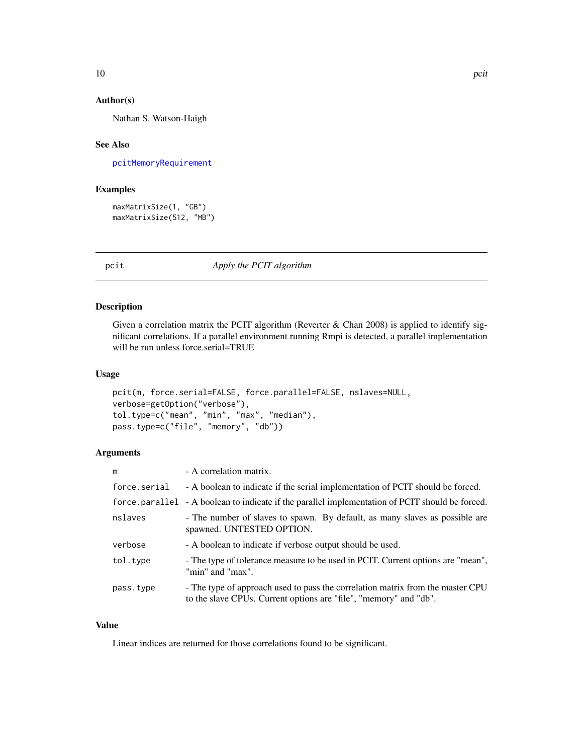### Author(s)

Nathan S. Watson-Haigh

### See Also

pcitMemoryRequirement

### Examples

```
maxMatrixSize(1, "GB")
maxMatrixSize(512, "MB")
```

---

## pcit *Apply the PCIT algorithm*

### Description

Given a correlation matrix the PCIT algorithm (Reverter & Chan 2008) is applied to identify significant correlations. If a parallel environment running Rmpi is detected, a parallel implementation will be run unless force.serial=TRUE

### Usage

```
pcit(m, force.serial=FALSE, force.parallel=FALSE, nslaves=NULL,
verbose=getOption("verbose"),
tol.type=c("mean", "min", "max", "median"),
pass.type=c("file", "memory", "db"))
```

### Arguments

| | |
|---|---|
| `m` | - A correlation matrix. |
| `force.serial` | - A boolean to indicate if the serial implementation of PCIT should be forced. |
| `force.parallel` | - A boolean to indicate if the parallel implementation of PCIT should be forced. |
| `nslaves` | - The number of slaves to spawn. By default, as many slaves as possible are spawned. UNTESTED OPTION. |
| `verbose` | - A boolean to indicate if verbose output should be used. |
| `tol.type` | - The type of tolerance measure to be used in PCIT. Current options are "mean", "min" and "max". |
| `pass.type` | - The type of approach used to pass the correlation matrix from the master CPU to the slave CPUs. Current options are "file", "memory" and "db". |

### Value

Linear indices are returned for those correlations found to be significant.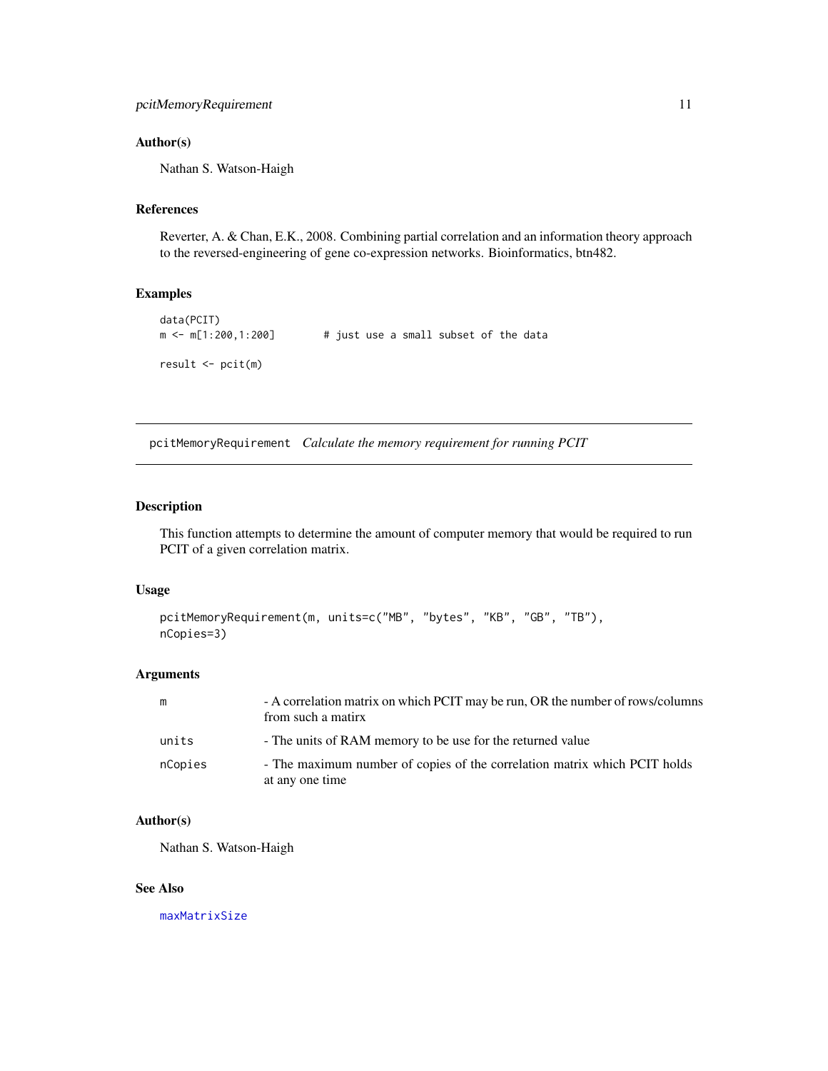### Author(s)

Nathan S. Watson-Haigh

### References

Reverter, A. & Chan, E.K., 2008. Combining partial correlation and an information theory approach to the reversed-engineering of gene co-expression networks. Bioinformatics, btn482.

### Examples

```
data(PCIT)
m <- m[1:200,1:200]        # just use a small subset of the data

result <- pcit(m)
```

---

## pcitMemoryRequirement *Calculate the memory requirement for running PCIT*

---

### Description

This function attempts to determine the amount of computer memory that would be required to run PCIT of a given correlation matrix.

### Usage

```
pcitMemoryRequirement(m, units=c("MB", "bytes", "KB", "GB", "TB"),
nCopies=3)
```

### Arguments

| | |
|---|---|
| `m` | - A correlation matrix on which PCIT may be run, OR the number of rows/columns from such a matirx |
| `units` | - The units of RAM memory to be use for the returned value |
| `nCopies` | - The maximum number of copies of the correlation matrix which PCIT holds at any one time |

### Author(s)

Nathan S. Watson-Haigh

### See Also

maxMatrixSize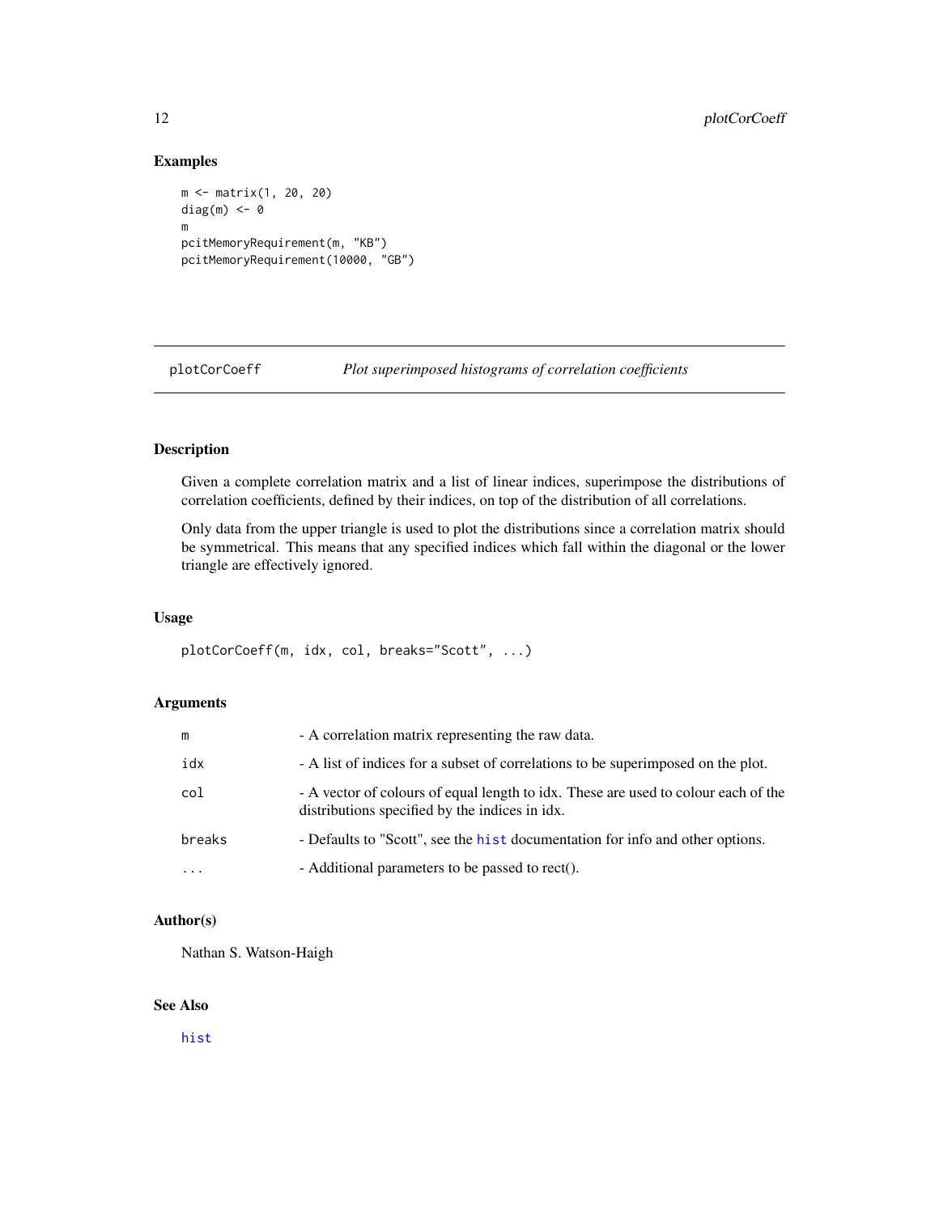## Examples

```
m <- matrix(1, 20, 20)
diag(m) <- 0
m
pcitMemoryRequirement(m, "KB")
pcitMemoryRequirement(10000, "GB")
```

---

# plotCorCoeff — *Plot superimposed histograms of correlation coefficients*

---

## Description

Given a complete correlation matrix and a list of linear indices, superimpose the distributions of correlation coefficients, defined by their indices, on top of the distribution of all correlations.

Only data from the upper triangle is used to plot the distributions since a correlation matrix should be symmetrical. This means that any specified indices which fall within the diagonal or the lower triangle are effectively ignored.

## Usage

```
plotCorCoeff(m, idx, col, breaks="Scott", ...)
```

## Arguments

| | |
|---|---|
| `m` | - A correlation matrix representing the raw data. |
| `idx` | - A list of indices for a subset of correlations to be superimposed on the plot. |
| `col` | - A vector of colours of equal length to idx. These are used to colour each of the distributions specified by the indices in idx. |
| `breaks` | - Defaults to "Scott", see the `hist` documentation for info and other options. |
| `...` | - Additional parameters to be passed to rect(). |

## Author(s)

Nathan S. Watson-Haigh

## See Also

`hist`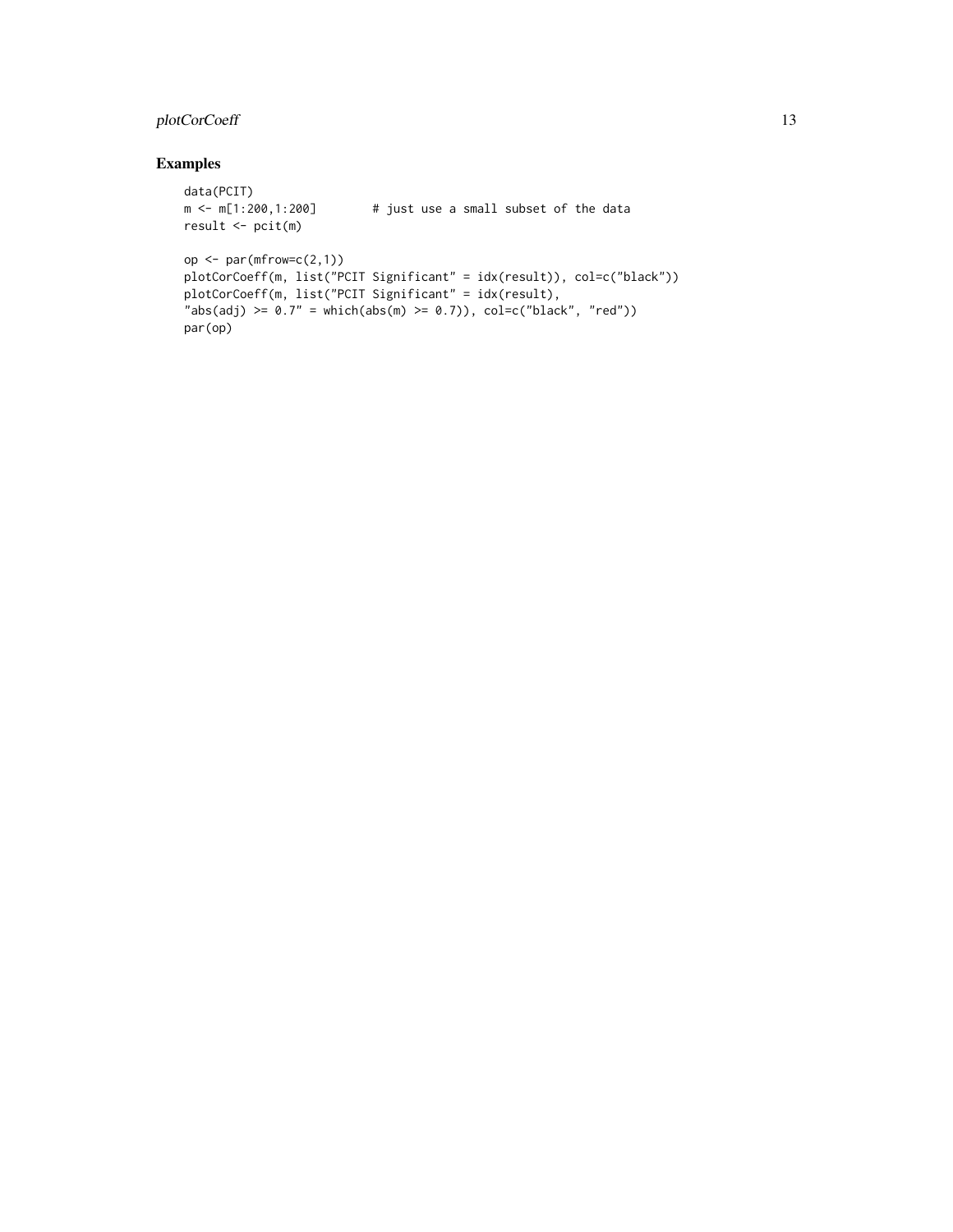## Examples

```
data(PCIT)
m <- m[1:200,1:200]        # just use a small subset of the data
result <- pcit(m)

op <- par(mfrow=c(2,1))
plotCorCoeff(m, list("PCIT Significant" = idx(result)), col=c("black"))
plotCorCoeff(m, list("PCIT Significant" = idx(result),
"abs(adj) >= 0.7" = which(abs(m) >= 0.7)), col=c("black", "red"))
par(op)
```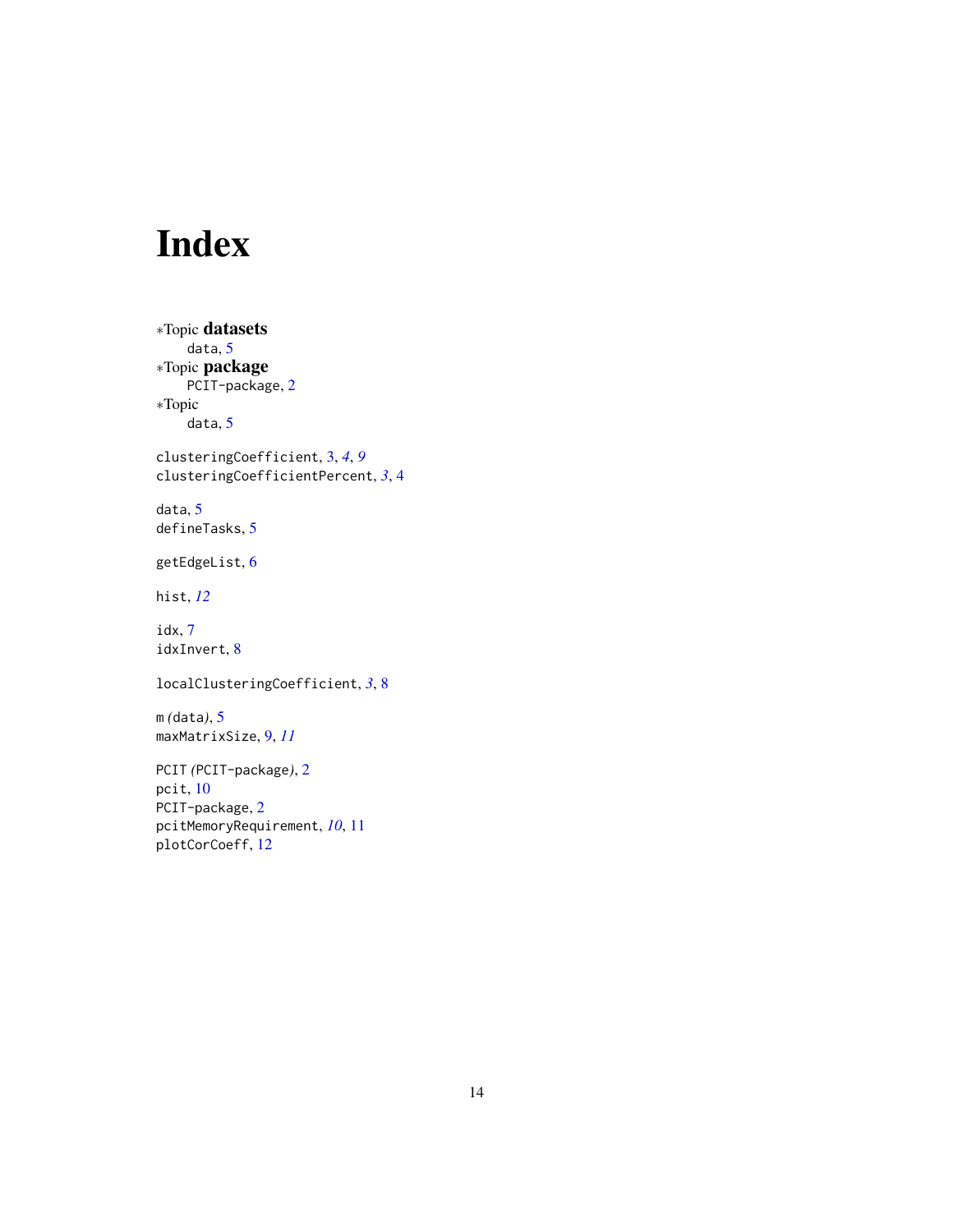# Index

*Topic **datasets**
    data, 5
*Topic **package**
    PCIT-package, 2
*Topic
    data, 5

clusteringCoefficient, 3, *4*, *9*
clusteringCoefficientPercent, *3*, 4

data, 5
defineTasks, 5

getEdgeList, 6

hist, *12*

idx, 7
idxInvert, 8

localClusteringCoefficient, *3*, 8

m *(*data*)*, 5
maxMatrixSize, 9, *11*

PCIT *(*PCIT-package*)*, 2
pcit, 10
PCIT-package, 2
pcitMemoryRequirement, *10*, 11
plotCorCoeff, 12